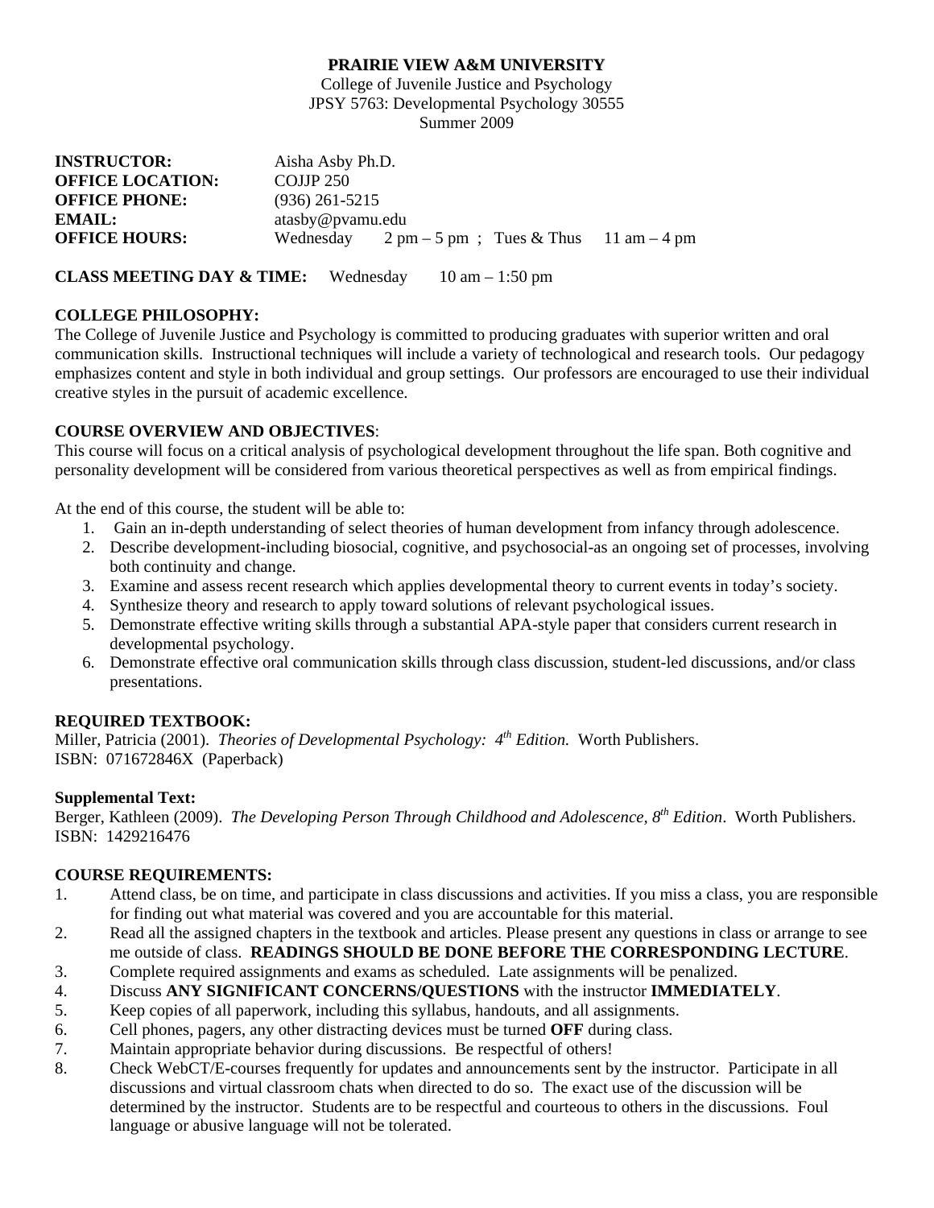**PRAIRIE VIEW A&M UNIVERSITY**

College of Juvenile Justice and Psychology

JPSY 5763: Developmental Psychology 30555

Summer 2009

**INSTRUCTOR:** Aisha Asby Ph.D.

**OFFICE LOCATION:** COJJP 250

**OFFICE PHONE:** (936) 261-5215

**EMAIL:** atasby@pvamu.edu

**OFFICE HOURS:** Wednesday 2 pm – 5 pm ; Tues & Thus 11 am – 4 pm

**CLASS MEETING DAY & TIME:** Wednesday 10 am – 1:50 pm

**COLLEGE PHILOSOPHY:**

The College of Juvenile Justice and Psychology is committed to producing graduates with superior written and oral communication skills. Instructional techniques will include a variety of technological and research tools. Our pedagogy emphasizes content and style in both individual and group settings. Our professors are encouraged to use their individual creative styles in the pursuit of academic excellence.

**COURSE OVERVIEW AND OBJECTIVES**:

This course will focus on a critical analysis of psychological development throughout the life span. Both cognitive and personality development will be considered from various theoretical perspectives as well as from empirical findings.

At the end of this course, the student will be able to:

1. Gain an in-depth understanding of select theories of human development from infancy through adolescence.
2. Describe development-including biosocial, cognitive, and psychosocial-as an ongoing set of processes, involving both continuity and change.
3. Examine and assess recent research which applies developmental theory to current events in today's society.
4. Synthesize theory and research to apply toward solutions of relevant psychological issues.
5. Demonstrate effective writing skills through a substantial APA-style paper that considers current research in developmental psychology.
6. Demonstrate effective oral communication skills through class discussion, student-led discussions, and/or class presentations.

**REQUIRED TEXTBOOK:**

Miller, Patricia (2001). *Theories of Developmental Psychology: 4th Edition.* Worth Publishers.
ISBN: 071672846X (Paperback)

**Supplemental Text:**

Berger, Kathleen (2009). *The Developing Person Through Childhood and Adolescence, 8th Edition*. Worth Publishers.
ISBN: 1429216476

**COURSE REQUIREMENTS:**

1. Attend class, be on time, and participate in class discussions and activities. If you miss a class, you are responsible for finding out what material was covered and you are accountable for this material.
2. Read all the assigned chapters in the textbook and articles. Please present any questions in class or arrange to see me outside of class. **READINGS SHOULD BE DONE BEFORE THE CORRESPONDING LECTURE**.
3. Complete required assignments and exams as scheduled. Late assignments will be penalized.
4. Discuss **ANY SIGNIFICANT CONCERNS/QUESTIONS** with the instructor **IMMEDIATELY**.
5. Keep copies of all paperwork, including this syllabus, handouts, and all assignments.
6. Cell phones, pagers, any other distracting devices must be turned **OFF** during class.
7. Maintain appropriate behavior during discussions. Be respectful of others!
8. Check WebCT/E-courses frequently for updates and announcements sent by the instructor. Participate in all discussions and virtual classroom chats when directed to do so. The exact use of the discussion will be determined by the instructor. Students are to be respectful and courteous to others in the discussions. Foul language or abusive language will not be tolerated.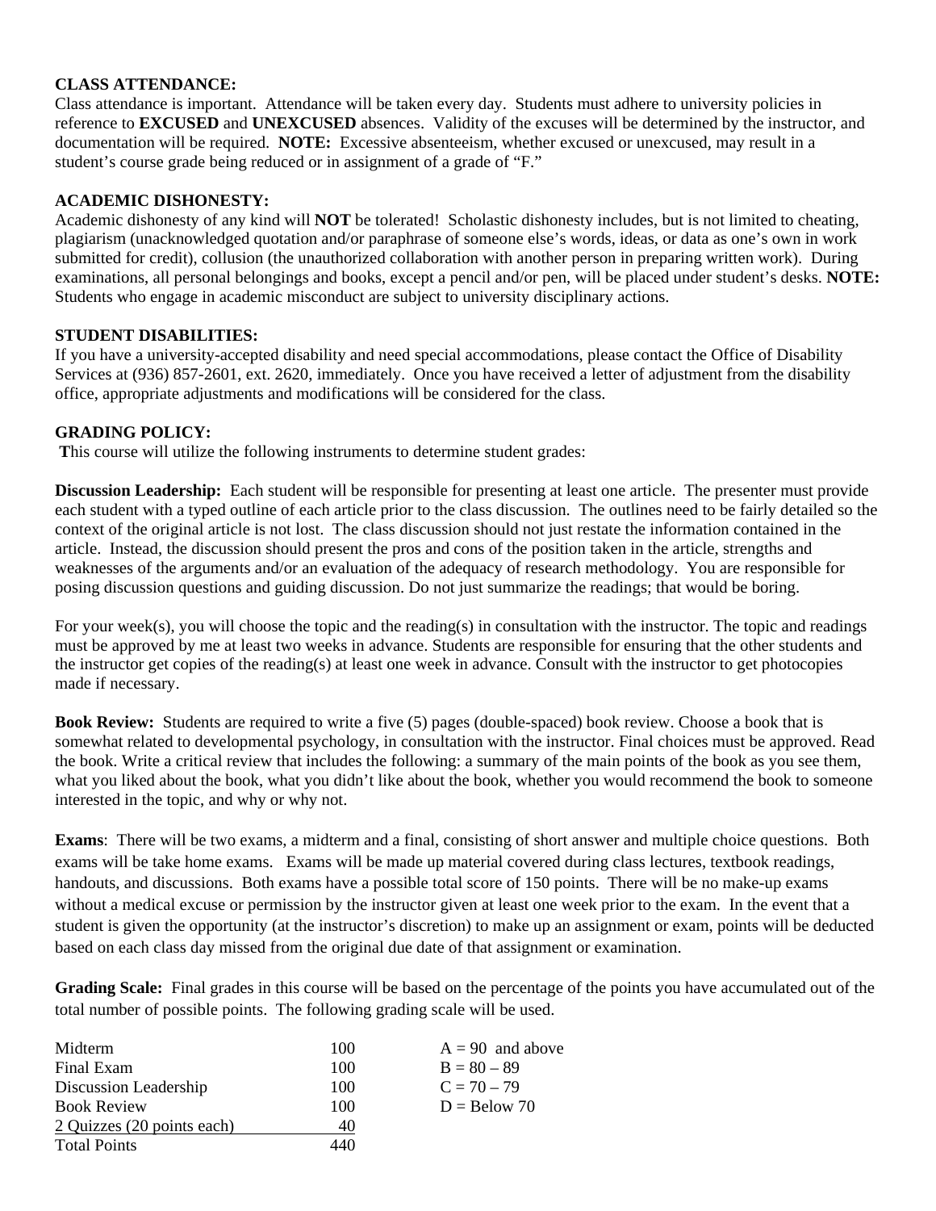**CLASS ATTENDANCE:**
Class attendance is important. Attendance will be taken every day. Students must adhere to university policies in reference to **EXCUSED** and **UNEXCUSED** absences. Validity of the excuses will be determined by the instructor, and documentation will be required. **NOTE:** Excessive absenteeism, whether excused or unexcused, may result in a student's course grade being reduced or in assignment of a grade of "F."

**ACADEMIC DISHONESTY:**
Academic dishonesty of any kind will **NOT** be tolerated! Scholastic dishonesty includes, but is not limited to cheating, plagiarism (unacknowledged quotation and/or paraphrase of someone else's words, ideas, or data as one's own in work submitted for credit), collusion (the unauthorized collaboration with another person in preparing written work). During examinations, all personal belongings and books, except a pencil and/or pen, will be placed under student's desks. **NOTE:** Students who engage in academic misconduct are subject to university disciplinary actions.

**STUDENT DISABILITIES:**
If you have a university-accepted disability and need special accommodations, please contact the Office of Disability Services at (936) 857-2601, ext. 2620, immediately. Once you have received a letter of adjustment from the disability office, appropriate adjustments and modifications will be considered for the class.

**GRADING POLICY:**
**T**his course will utilize the following instruments to determine student grades:

**Discussion Leadership:** Each student will be responsible for presenting at least one article. The presenter must provide each student with a typed outline of each article prior to the class discussion. The outlines need to be fairly detailed so the context of the original article is not lost. The class discussion should not just restate the information contained in the article. Instead, the discussion should present the pros and cons of the position taken in the article, strengths and weaknesses of the arguments and/or an evaluation of the adequacy of research methodology. You are responsible for posing discussion questions and guiding discussion. Do not just summarize the readings; that would be boring.

For your week(s), you will choose the topic and the reading(s) in consultation with the instructor. The topic and readings must be approved by me at least two weeks in advance. Students are responsible for ensuring that the other students and the instructor get copies of the reading(s) at least one week in advance. Consult with the instructor to get photocopies made if necessary.

**Book Review:** Students are required to write a five (5) pages (double-spaced) book review. Choose a book that is somewhat related to developmental psychology, in consultation with the instructor. Final choices must be approved. Read the book. Write a critical review that includes the following: a summary of the main points of the book as you see them, what you liked about the book, what you didn't like about the book, whether you would recommend the book to someone interested in the topic, and why or why not.

**Exams**: There will be two exams, a midterm and a final, consisting of short answer and multiple choice questions. Both exams will be take home exams. Exams will be made up material covered during class lectures, textbook readings, handouts, and discussions. Both exams have a possible total score of 150 points. There will be no make-up exams without a medical excuse or permission by the instructor given at least one week prior to the exam. In the event that a student is given the opportunity (at the instructor's discretion) to make up an assignment or exam, points will be deducted based on each class day missed from the original due date of that assignment or examination.

**Grading Scale:** Final grades in this course will be based on the percentage of the points you have accumulated out of the total number of possible points. The following grading scale will be used.

| | | |
|---|---|---|
| Midterm | 100 | A = 90 and above |
| Final Exam | 100 | B = 80 – 89 |
| Discussion Leadership | 100 | C = 70 – 79 |
| Book Review | 100 | D = Below 70 |
| 2 Quizzes (20 points each) | 40 | |
| Total Points | 440 | |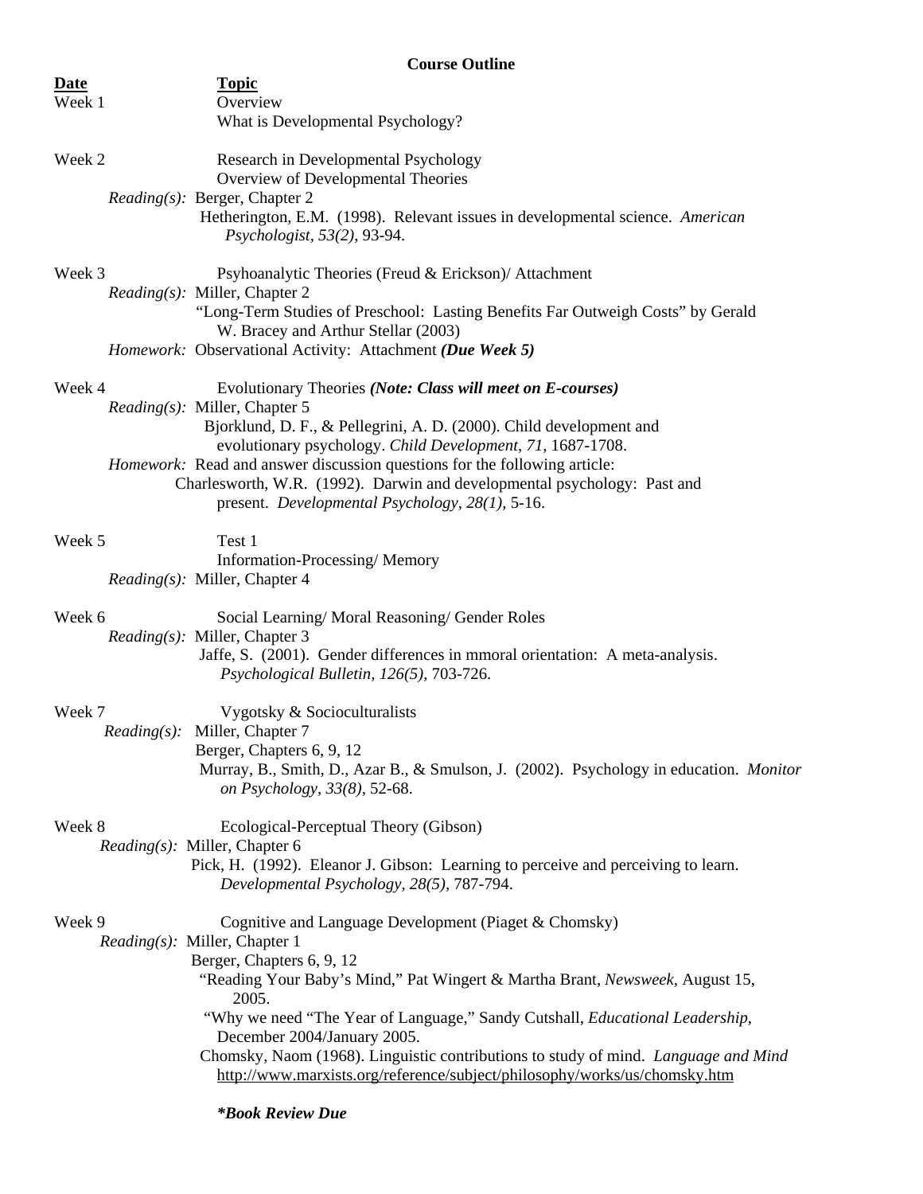**Course Outline**

**Date** | **Topic**

**Week 1**
Overview
What is Developmental Psychology?

**Week 2**
Research in Developmental Psychology
Overview of Developmental Theories

*Reading(s):* Berger, Chapter 2
Hetherington, E.M. (1998). Relevant issues in developmental science. *American Psychologist, 53(2),* 93-94.

**Week 3**
Psyhoanalytic Theories (Freud & Erickson)/ Attachment

*Reading(s):* Miller, Chapter 2
"Long-Term Studies of Preschool: Lasting Benefits Far Outweigh Costs" by Gerald W. Bracey and Arthur Stellar (2003)

*Homework:* Observational Activity: Attachment ***(Due Week 5)***

**Week 4**
Evolutionary Theories ***(Note: Class will meet on E-courses)***

*Reading(s):* Miller, Chapter 5
Bjorklund, D. F., & Pellegrini, A. D. (2000). Child development and evolutionary psychology. *Child Development, 71,* 1687-1708.

*Homework:* Read and answer discussion questions for the following article:
Charlesworth, W.R. (1992). Darwin and developmental psychology: Past and present. *Developmental Psychology, 28(1),* 5-16.

**Week 5**
Test 1
Information-Processing/ Memory

*Reading(s):* Miller, Chapter 4

**Week 6**
Social Learning/ Moral Reasoning/ Gender Roles

*Reading(s):* Miller, Chapter 3
Jaffe, S. (2001). Gender differences in mmoral orientation: A meta-analysis. *Psychological Bulletin, 126(5),* 703-726.

**Week 7**
Vygotsky & Socioculturalists

*Reading(s):* Miller, Chapter 7
Berger, Chapters 6, 9, 12
Murray, B., Smith, D., Azar B., & Smulson, J. (2002). Psychology in education. *Monitor on Psychology, 33(8),* 52-68.

**Week 8**
Ecological-Perceptual Theory (Gibson)

*Reading(s):* Miller, Chapter 6
Pick, H. (1992). Eleanor J. Gibson: Learning to perceive and perceiving to learn. *Developmental Psychology, 28(5),* 787-794.

**Week 9**
Cognitive and Language Development (Piaget & Chomsky)

*Reading(s):* Miller, Chapter 1
Berger, Chapters 6, 9, 12
"Reading Your Baby's Mind," Pat Wingert & Martha Brant, *Newsweek,* August 15, 2005.
"Why we need "The Year of Language," Sandy Cutshall, *Educational Leadership*, December 2004/January 2005.
Chomsky, Naom (1968). Linguistic contributions to study of mind. *Language and Mind*
http://www.marxists.org/reference/subject/philosophy/works/us/chomsky.htm

***\*Book Review Due***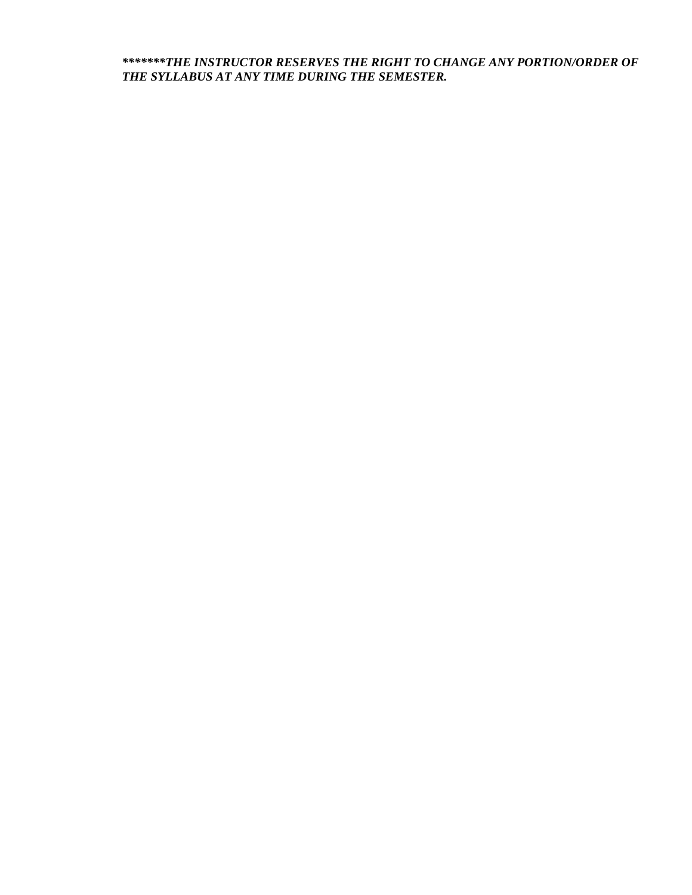***\*\*\*\*\*\*\*THE INSTRUCTOR RESERVES THE RIGHT TO CHANGE ANY PORTION/ORDER OF THE SYLLABUS AT ANY TIME DURING THE SEMESTER.***